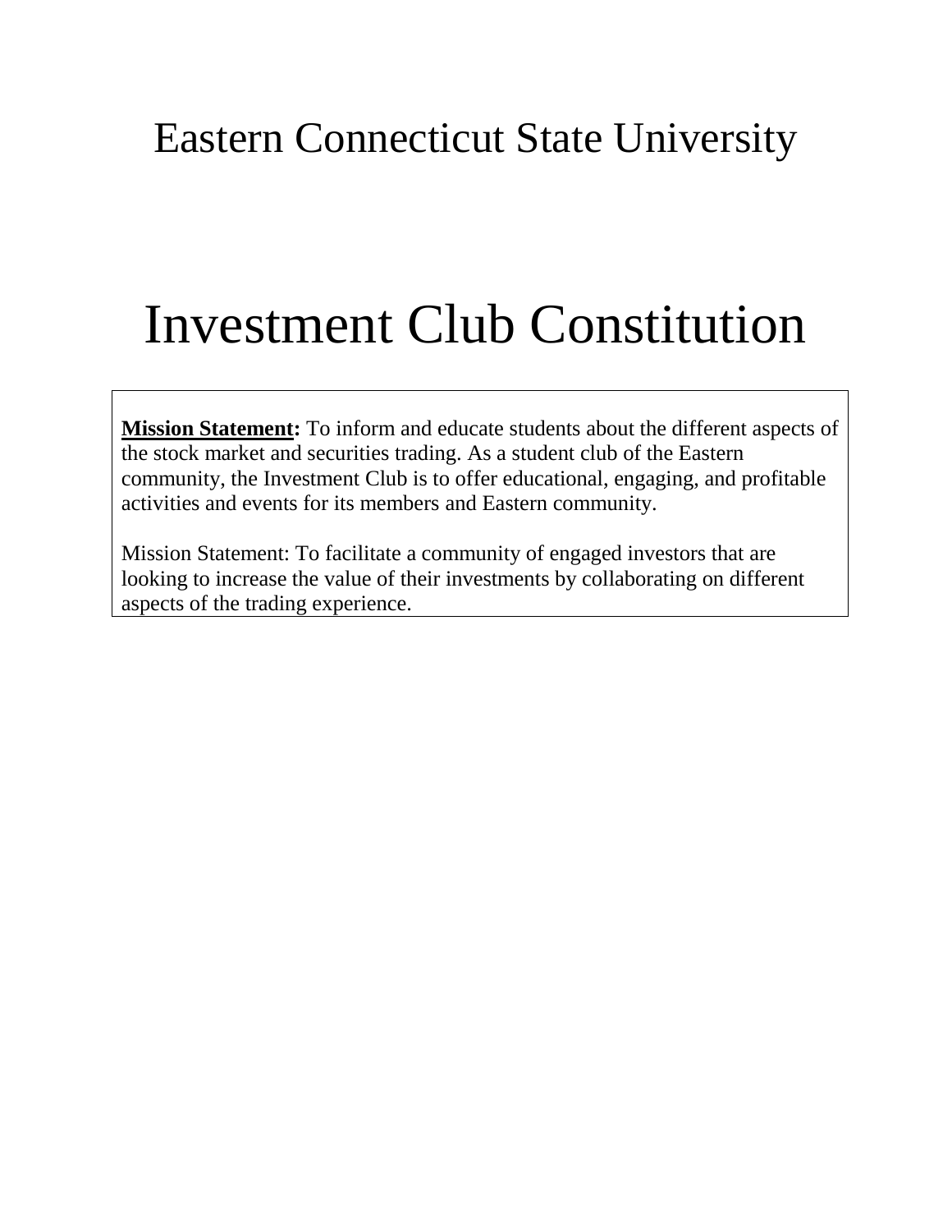# Eastern Connecticut State University

# Investment Club Constitution

**Mission Statement:** To inform and educate students about the different aspects of the stock market and securities trading. As a student club of the Eastern community, the Investment Club is to offer educational, engaging, and profitable activities and events for its members and Eastern community.

Mission Statement: To facilitate a community of engaged investors that are looking to increase the value of their investments by collaborating on different aspects of the trading experience.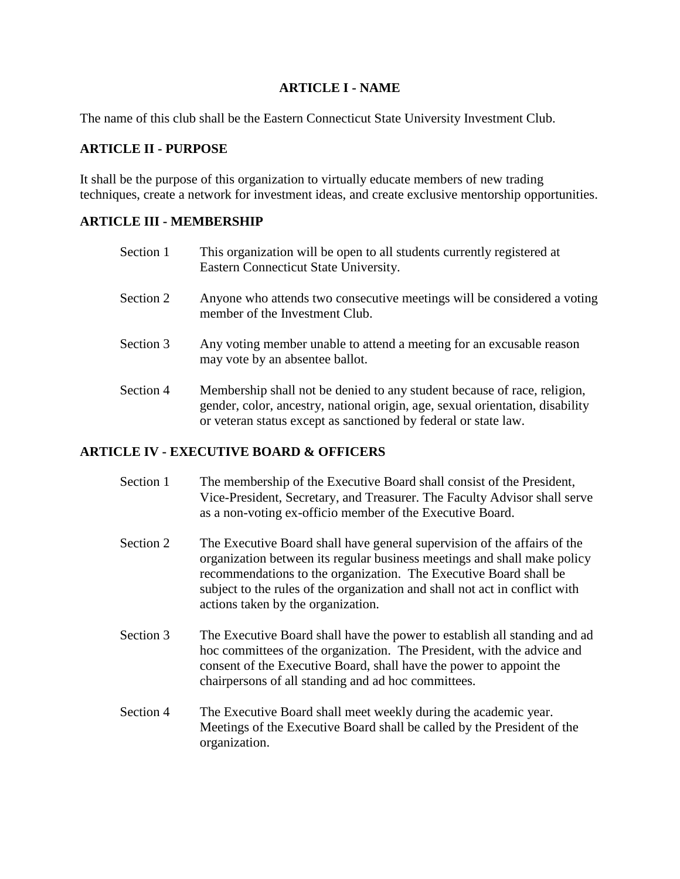## ARTICLE I - NAME

The name of this club shall be the Eastern Connecticut State University Investment Club.

## ARTICLE II - PURPOSE

It shall be the purpose of this organization to virtually educate members of new trading techniques, create a network for investment ideas, and create exclusive mentorship opportunities.

## ARTICLE III - MEMBERSHIP

Section 1 This organization will be open to all students currently registered at Eastern Connecticut State University.

Section 2 Anyone who attends two consecutive meetings will be considered a voting member of the Investment Club.

Section 3 Any voting member unable to attend a meeting for an excusable reason may vote by an absentee ballot.

Section 4 Membership shall not be denied to any student because of race, religion, gender, color, ancestry, national origin, age, sexual orientation, disability or veteran status except as sanctioned by federal or state law.

## ARTICLE IV - EXECUTIVE BOARD & OFFICERS

Section 1 The membership of the Executive Board shall consist of the President, Vice-President, Secretary, and Treasurer. The Faculty Advisor shall serve as a non-voting ex-officio member of the Executive Board.

Section 2 The Executive Board shall have general supervision of the affairs of the organization between its regular business meetings and shall make policy recommendations to the organization. The Executive Board shall be subject to the rules of the organization and shall not act in conflict with actions taken by the organization.

Section 3 The Executive Board shall have the power to establish all standing and ad hoc committees of the organization. The President, with the advice and consent of the Executive Board, shall have the power to appoint the chairpersons of all standing and ad hoc committees.

Section 4 The Executive Board shall meet weekly during the academic year. Meetings of the Executive Board shall be called by the President of the organization.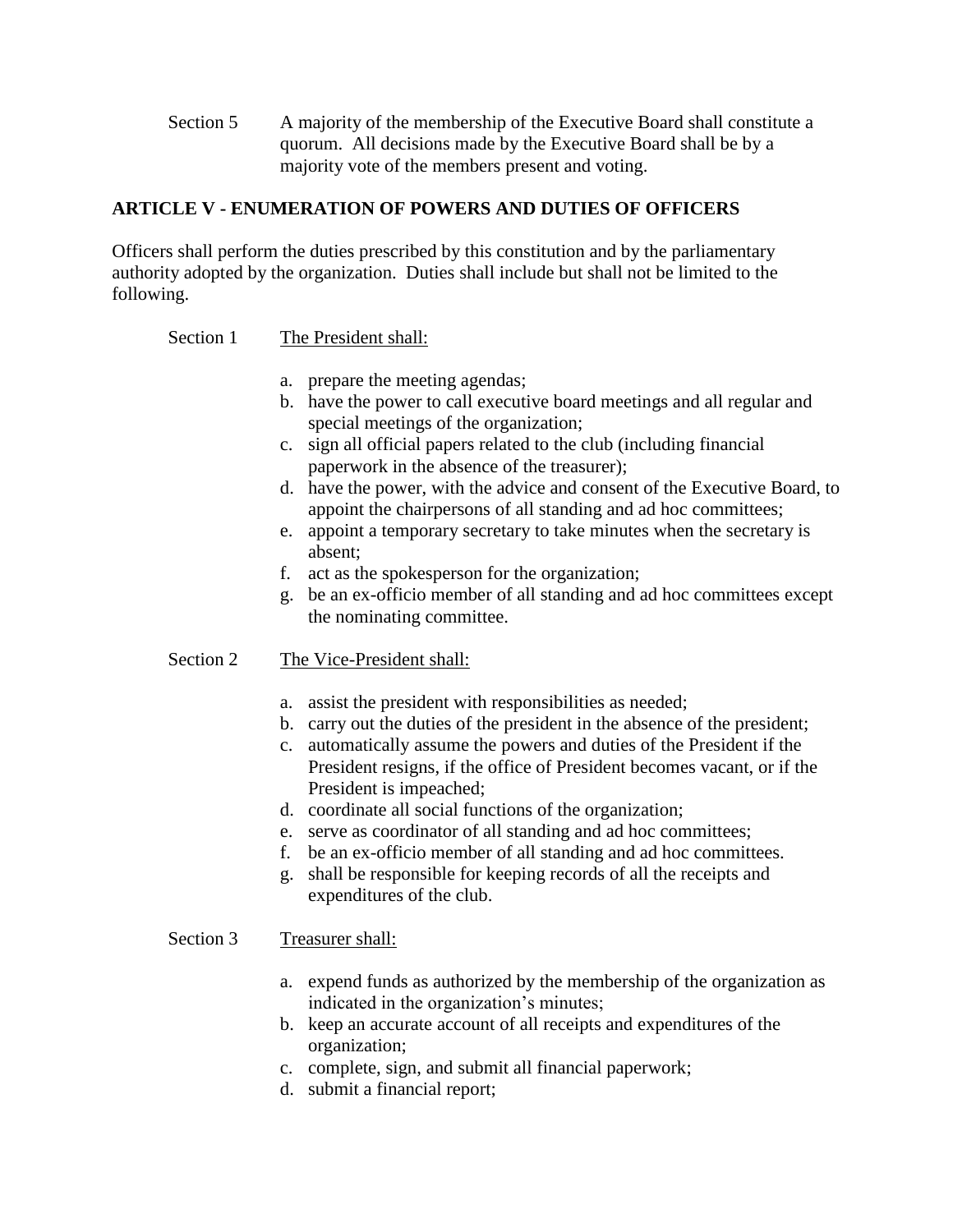Section 5 A majority of the membership of the Executive Board shall constitute a quorum. All decisions made by the Executive Board shall be by a majority vote of the members present and voting.

## ARTICLE V - ENUMERATION OF POWERS AND DUTIES OF OFFICERS

Officers shall perform the duties prescribed by this constitution and by the parliamentary authority adopted by the organization. Duties shall include but shall not be limited to the following.

Section 1 The President shall:

a. prepare the meeting agendas;
b. have the power to call executive board meetings and all regular and special meetings of the organization;
c. sign all official papers related to the club (including financial paperwork in the absence of the treasurer);
d. have the power, with the advice and consent of the Executive Board, to appoint the chairpersons of all standing and ad hoc committees;
e. appoint a temporary secretary to take minutes when the secretary is absent;
f. act as the spokesperson for the organization;
g. be an ex-officio member of all standing and ad hoc committees except the nominating committee.

Section 2 The Vice-President shall:

a. assist the president with responsibilities as needed;
b. carry out the duties of the president in the absence of the president;
c. automatically assume the powers and duties of the President if the President resigns, if the office of President becomes vacant, or if the President is impeached;
d. coordinate all social functions of the organization;
e. serve as coordinator of all standing and ad hoc committees;
f. be an ex-officio member of all standing and ad hoc committees.
g. shall be responsible for keeping records of all the receipts and expenditures of the club.

Section 3 Treasurer shall:

a. expend funds as authorized by the membership of the organization as indicated in the organization's minutes;
b. keep an accurate account of all receipts and expenditures of the organization;
c. complete, sign, and submit all financial paperwork;
d. submit a financial report;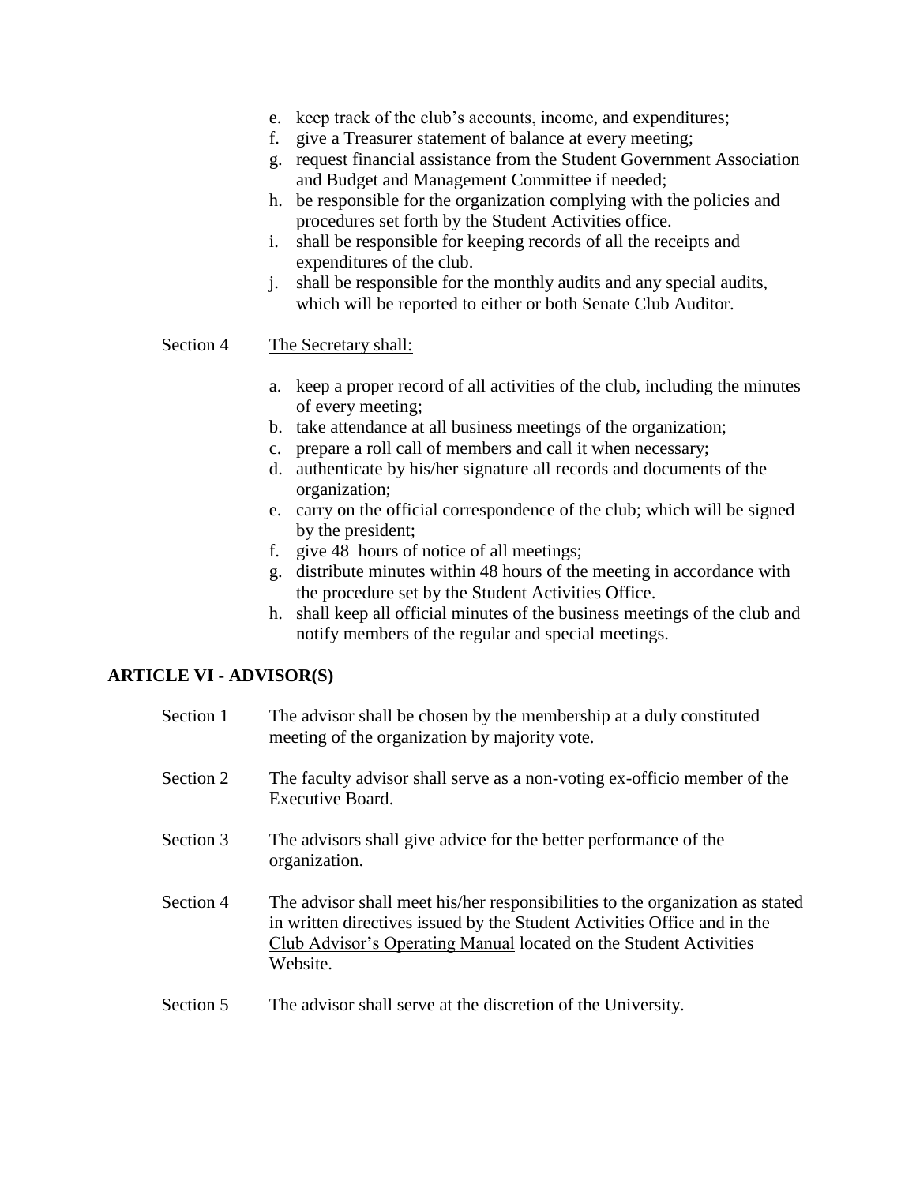e. keep track of the club's accounts, income, and expenditures;
f. give a Treasurer statement of balance at every meeting;
g. request financial assistance from the Student Government Association and Budget and Management Committee if needed;
h. be responsible for the organization complying with the policies and procedures set forth by the Student Activities office.
i. shall be responsible for keeping records of all the receipts and expenditures of the club.
j. shall be responsible for the monthly audits and any special audits, which will be reported to either or both Senate Club Auditor.

Section 4 The Secretary shall:

a. keep a proper record of all activities of the club, including the minutes of every meeting;
b. take attendance at all business meetings of the organization;
c. prepare a roll call of members and call it when necessary;
d. authenticate by his/her signature all records and documents of the organization;
e. carry on the official correspondence of the club; which will be signed by the president;
f. give 48 hours of notice of all meetings;
g. distribute minutes within 48 hours of the meeting in accordance with the procedure set by the Student Activities Office.
h. shall keep all official minutes of the business meetings of the club and notify members of the regular and special meetings.

**ARTICLE VI - ADVISOR(S)**

Section 1 The advisor shall be chosen by the membership at a duly constituted meeting of the organization by majority vote.

Section 2 The faculty advisor shall serve as a non-voting ex-officio member of the Executive Board.

Section 3 The advisors shall give advice for the better performance of the organization.

Section 4 The advisor shall meet his/her responsibilities to the organization as stated in written directives issued by the Student Activities Office and in the Club Advisor's Operating Manual located on the Student Activities Website.

Section 5 The advisor shall serve at the discretion of the University.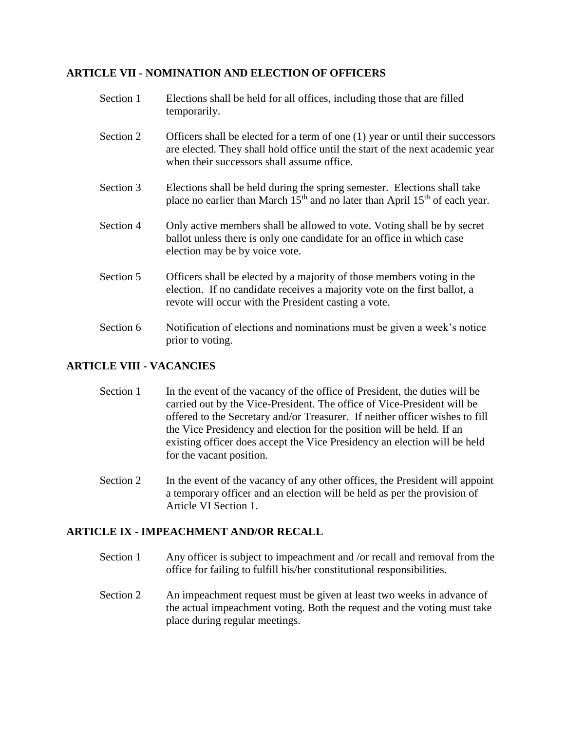## ARTICLE VII - NOMINATION AND ELECTION OF OFFICERS

Section 1 Elections shall be held for all offices, including those that are filled temporarily.

Section 2 Officers shall be elected for a term of one (1) year or until their successors are elected. They shall hold office until the start of the next academic year when their successors shall assume office.

Section 3 Elections shall be held during the spring semester. Elections shall take place no earlier than March 15th and no later than April 15th of each year.

Section 4 Only active members shall be allowed to vote. Voting shall be by secret ballot unless there is only one candidate for an office in which case election may be by voice vote.

Section 5 Officers shall be elected by a majority of those members voting in the election. If no candidate receives a majority vote on the first ballot, a revote will occur with the President casting a vote.

Section 6 Notification of elections and nominations must be given a week's notice prior to voting.

## ARTICLE VIII - VACANCIES

Section 1 In the event of the vacancy of the office of President, the duties will be carried out by the Vice-President. The office of Vice-President will be offered to the Secretary and/or Treasurer. If neither officer wishes to fill the Vice Presidency and election for the position will be held. If an existing officer does accept the Vice Presidency an election will be held for the vacant position.

Section 2 In the event of the vacancy of any other offices, the President will appoint a temporary officer and an election will be held as per the provision of Article VI Section 1.

## ARTICLE IX - IMPEACHMENT AND/OR RECALL

Section 1 Any officer is subject to impeachment and /or recall and removal from the office for failing to fulfill his/her constitutional responsibilities.

Section 2 An impeachment request must be given at least two weeks in advance of the actual impeachment voting. Both the request and the voting must take place during regular meetings.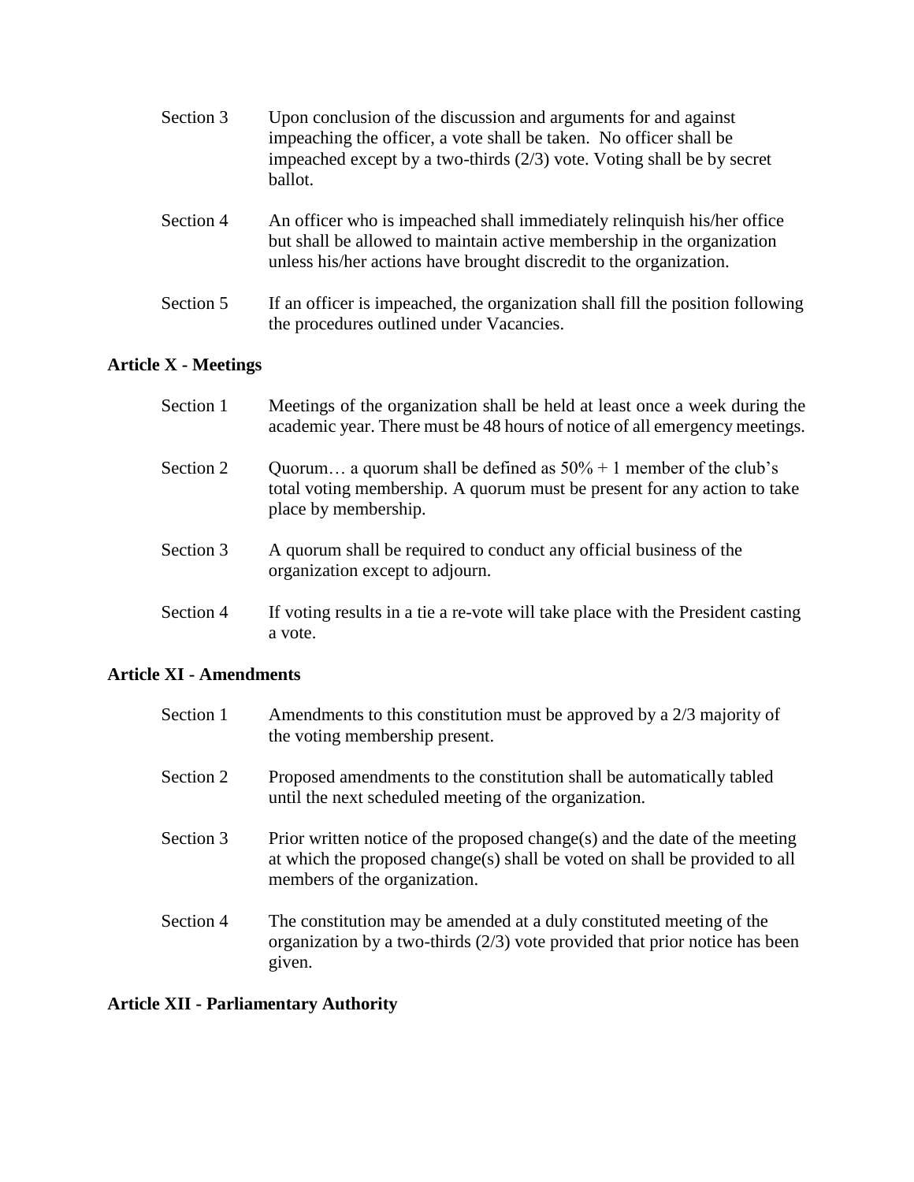Section 3 Upon conclusion of the discussion and arguments for and against impeaching the officer, a vote shall be taken. No officer shall be impeached except by a two-thirds (2/3) vote. Voting shall be by secret ballot.

Section 4 An officer who is impeached shall immediately relinquish his/her office but shall be allowed to maintain active membership in the organization unless his/her actions have brought discredit to the organization.

Section 5 If an officer is impeached, the organization shall fill the position following the procedures outlined under Vacancies.

**Article X - Meetings**

Section 1 Meetings of the organization shall be held at least once a week during the academic year. There must be 48 hours of notice of all emergency meetings.

Section 2 Quorum… a quorum shall be defined as 50% + 1 member of the club's total voting membership. A quorum must be present for any action to take place by membership.

Section 3 A quorum shall be required to conduct any official business of the organization except to adjourn.

Section 4 If voting results in a tie a re-vote will take place with the President casting a vote.

**Article XI - Amendments**

Section 1 Amendments to this constitution must be approved by a 2/3 majority of the voting membership present.

Section 2 Proposed amendments to the constitution shall be automatically tabled until the next scheduled meeting of the organization.

Section 3 Prior written notice of the proposed change(s) and the date of the meeting at which the proposed change(s) shall be voted on shall be provided to all members of the organization.

Section 4 The constitution may be amended at a duly constituted meeting of the organization by a two-thirds (2/3) vote provided that prior notice has been given.

**Article XII - Parliamentary Authority**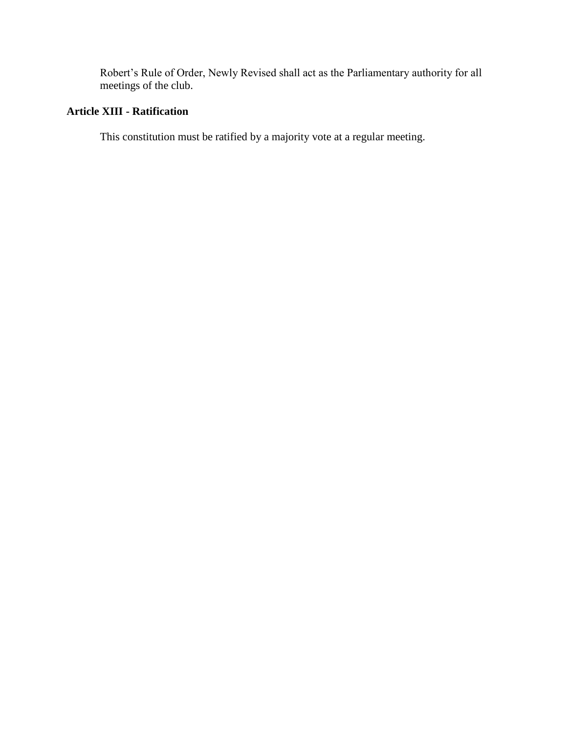Robert’s Rule of Order, Newly Revised shall act as the Parliamentary authority for all meetings of the club.

**Article XIII - Ratification**

This constitution must be ratified by a majority vote at a regular meeting.